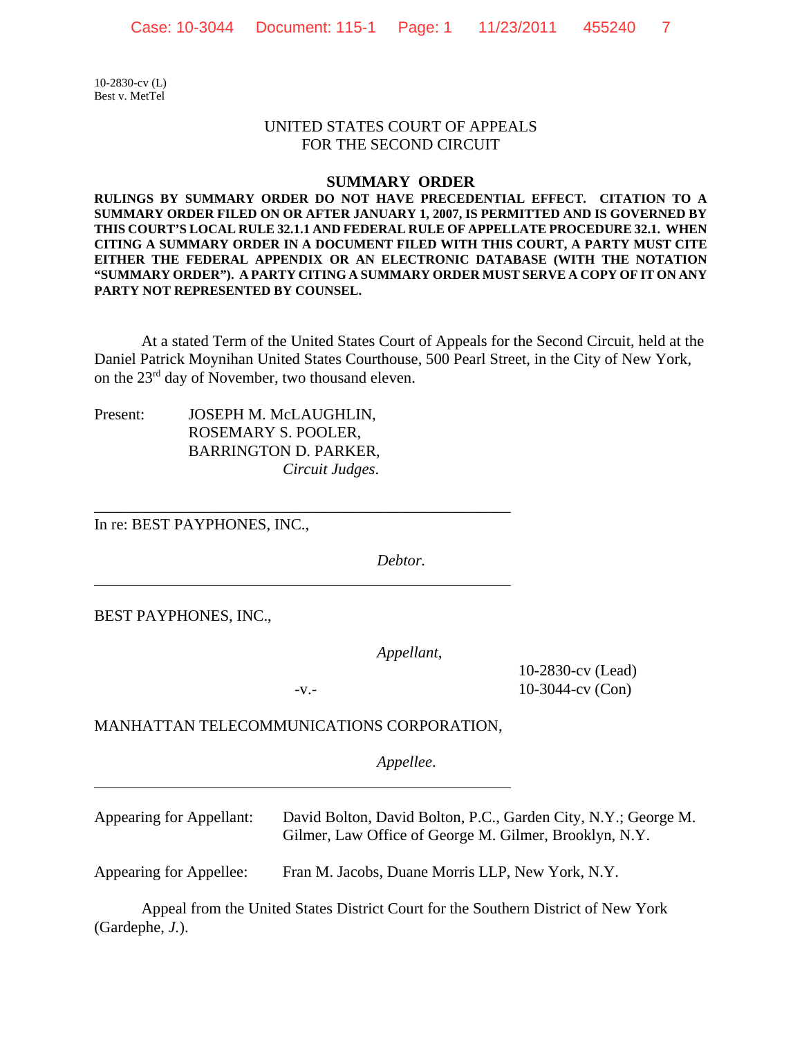10-2830-cv (L)
Best v. MetTel

UNITED STATES COURT OF APPEALS
FOR THE SECOND CIRCUIT

## SUMMARY ORDER

**RULINGS BY SUMMARY ORDER DO NOT HAVE PRECEDENTIAL EFFECT. CITATION TO A SUMMARY ORDER FILED ON OR AFTER JANUARY 1, 2007, IS PERMITTED AND IS GOVERNED BY THIS COURT'S LOCAL RULE 32.1.1 AND FEDERAL RULE OF APPELLATE PROCEDURE 32.1. WHEN CITING A SUMMARY ORDER IN A DOCUMENT FILED WITH THIS COURT, A PARTY MUST CITE EITHER THE FEDERAL APPENDIX OR AN ELECTRONIC DATABASE (WITH THE NOTATION "SUMMARY ORDER"). A PARTY CITING A SUMMARY ORDER MUST SERVE A COPY OF IT ON ANY PARTY NOT REPRESENTED BY COUNSEL.**

At a stated Term of the United States Court of Appeals for the Second Circuit, held at the Daniel Patrick Moynihan United States Courthouse, 500 Pearl Street, in the City of New York, on the 23rd day of November, two thousand eleven.

Present: JOSEPH M. McLAUGHLIN,
ROSEMARY S. POOLER,
BARRINGTON D. PARKER,
*Circuit Judges*.

---

In re: BEST PAYPHONES, INC.,

*Debtor.*

---

BEST PAYPHONES, INC.,

*Appellant*,

-v.-

10-2830-cv (Lead)
10-3044-cv (Con)

MANHATTAN TELECOMMUNICATIONS CORPORATION,

*Appellee*.

---

Appearing for Appellant: David Bolton, David Bolton, P.C., Garden City, N.Y.; George M. Gilmer, Law Office of George M. Gilmer, Brooklyn, N.Y.

Appearing for Appellee: Fran M. Jacobs, Duane Morris LLP, New York, N.Y.

Appeal from the United States District Court for the Southern District of New York (Gardephe, *J.*).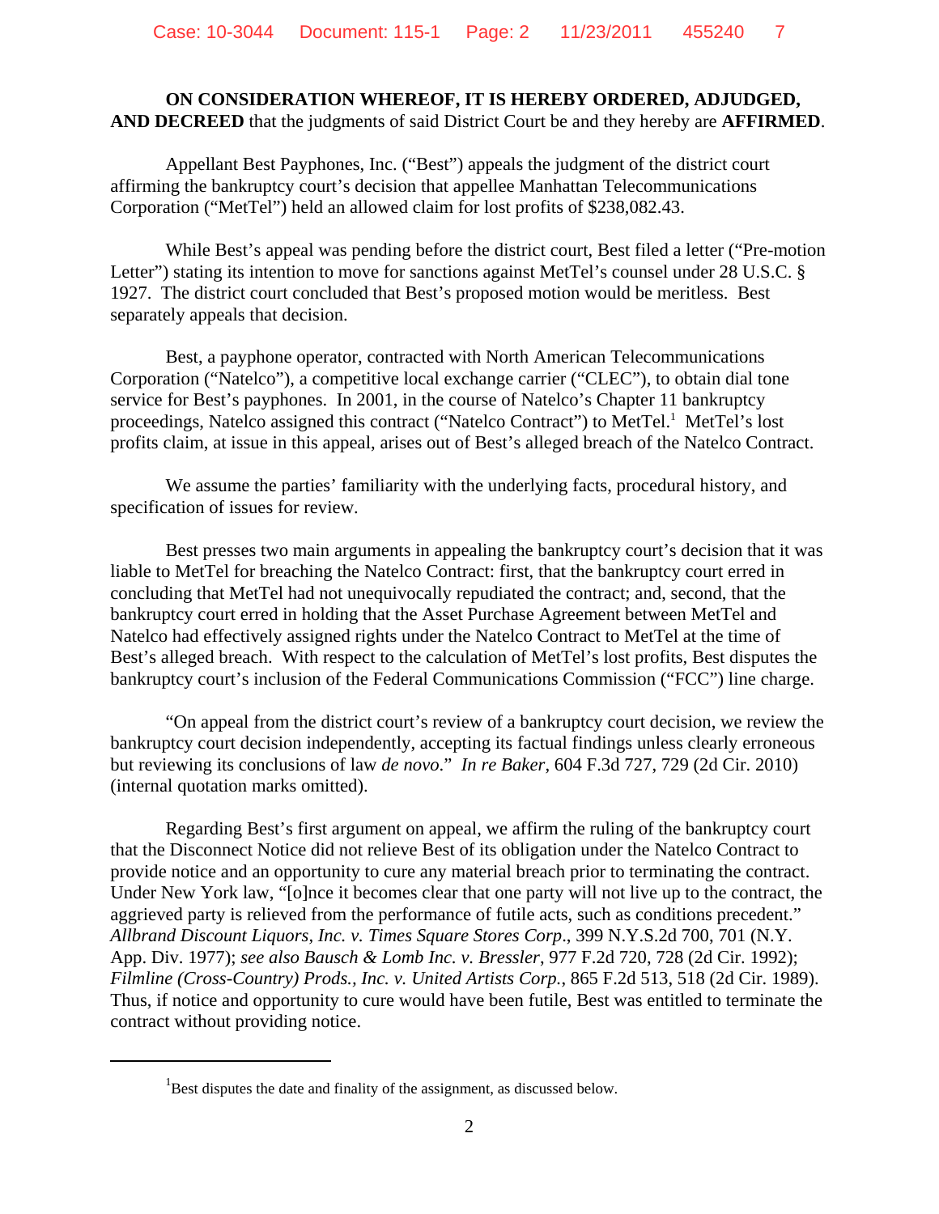**ON CONSIDERATION WHEREOF, IT IS HEREBY ORDERED, ADJUDGED, AND DECREED** that the judgments of said District Court be and they hereby are **AFFIRMED**.

Appellant Best Payphones, Inc. ("Best") appeals the judgment of the district court affirming the bankruptcy court's decision that appellee Manhattan Telecommunications Corporation ("MetTel") held an allowed claim for lost profits of $238,082.43.

While Best's appeal was pending before the district court, Best filed a letter ("Pre-motion Letter") stating its intention to move for sanctions against MetTel's counsel under 28 U.S.C. § 1927. The district court concluded that Best's proposed motion would be meritless. Best separately appeals that decision.

Best, a payphone operator, contracted with North American Telecommunications Corporation ("Natelco"), a competitive local exchange carrier ("CLEC"), to obtain dial tone service for Best's payphones. In 2001, in the course of Natelco's Chapter 11 bankruptcy proceedings, Natelco assigned this contract ("Natelco Contract") to MetTel.[1] MetTel's lost profits claim, at issue in this appeal, arises out of Best's alleged breach of the Natelco Contract.

We assume the parties' familiarity with the underlying facts, procedural history, and specification of issues for review.

Best presses two main arguments in appealing the bankruptcy court's decision that it was liable to MetTel for breaching the Natelco Contract: first, that the bankruptcy court erred in concluding that MetTel had not unequivocally repudiated the contract; and, second, that the bankruptcy court erred in holding that the Asset Purchase Agreement between MetTel and Natelco had effectively assigned rights under the Natelco Contract to MetTel at the time of Best's alleged breach. With respect to the calculation of MetTel's lost profits, Best disputes the bankruptcy court's inclusion of the Federal Communications Commission ("FCC") line charge.

"On appeal from the district court's review of a bankruptcy court decision, we review the bankruptcy court decision independently, accepting its factual findings unless clearly erroneous but reviewing its conclusions of law *de novo*." *In re Baker*, 604 F.3d 727, 729 (2d Cir. 2010) (internal quotation marks omitted).

Regarding Best's first argument on appeal, we affirm the ruling of the bankruptcy court that the Disconnect Notice did not relieve Best of its obligation under the Natelco Contract to provide notice and an opportunity to cure any material breach prior to terminating the contract. Under New York law, "[o]nce it becomes clear that one party will not live up to the contract, the aggrieved party is relieved from the performance of futile acts, such as conditions precedent." *Allbrand Discount Liquors, Inc. v. Times Square Stores Corp*., 399 N.Y.S.2d 700, 701 (N.Y. App. Div. 1977); *see also Bausch & Lomb Inc. v. Bressler*, 977 F.2d 720, 728 (2d Cir. 1992); *Filmline (Cross-Country) Prods., Inc. v. United Artists Corp.*, 865 F.2d 513, 518 (2d Cir. 1989). Thus, if notice and opportunity to cure would have been futile, Best was entitled to terminate the contract without providing notice.

[1] Best disputes the date and finality of the assignment, as discussed below.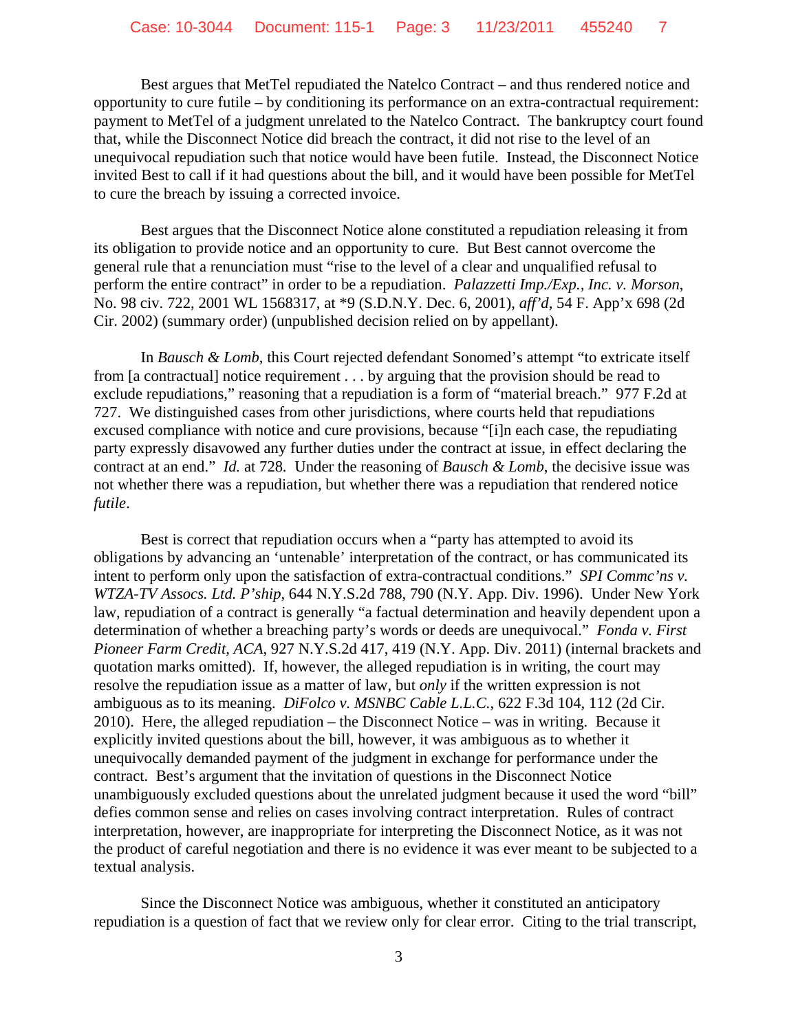Best argues that MetTel repudiated the Natelco Contract – and thus rendered notice and opportunity to cure futile – by conditioning its performance on an extra-contractual requirement: payment to MetTel of a judgment unrelated to the Natelco Contract. The bankruptcy court found that, while the Disconnect Notice did breach the contract, it did not rise to the level of an unequivocal repudiation such that notice would have been futile. Instead, the Disconnect Notice invited Best to call if it had questions about the bill, and it would have been possible for MetTel to cure the breach by issuing a corrected invoice.

Best argues that the Disconnect Notice alone constituted a repudiation releasing it from its obligation to provide notice and an opportunity to cure. But Best cannot overcome the general rule that a renunciation must "rise to the level of a clear and unqualified refusal to perform the entire contract" in order to be a repudiation. *Palazzetti Imp./Exp., Inc. v. Morson*, No. 98 civ. 722, 2001 WL 1568317, at *9 (S.D.N.Y. Dec. 6, 2001), *aff'd*, 54 F. App'x 698 (2d Cir. 2002) (summary order) (unpublished decision relied on by appellant).

In *Bausch & Lomb*, this Court rejected defendant Sonomed's attempt "to extricate itself from [a contractual] notice requirement . . . by arguing that the provision should be read to exclude repudiations," reasoning that a repudiation is a form of "material breach." 977 F.2d at 727. We distinguished cases from other jurisdictions, where courts held that repudiations excused compliance with notice and cure provisions, because "[i]n each case, the repudiating party expressly disavowed any further duties under the contract at issue, in effect declaring the contract at an end." *Id.* at 728. Under the reasoning of *Bausch & Lomb*, the decisive issue was not whether there was a repudiation, but whether there was a repudiation that rendered notice *futile*.

Best is correct that repudiation occurs when a "party has attempted to avoid its obligations by advancing an 'untenable' interpretation of the contract, or has communicated its intent to perform only upon the satisfaction of extra-contractual conditions." *SPI Commc'ns v. WTZA-TV Assocs. Ltd. P'ship*, 644 N.Y.S.2d 788, 790 (N.Y. App. Div. 1996). Under New York law, repudiation of a contract is generally "a factual determination and heavily dependent upon a determination of whether a breaching party's words or deeds are unequivocal." *Fonda v. First Pioneer Farm Credit, ACA*, 927 N.Y.S.2d 417, 419 (N.Y. App. Div. 2011) (internal brackets and quotation marks omitted). If, however, the alleged repudiation is in writing, the court may resolve the repudiation issue as a matter of law, but *only* if the written expression is not ambiguous as to its meaning. *DiFolco v. MSNBC Cable L.L.C.*, 622 F.3d 104, 112 (2d Cir. 2010). Here, the alleged repudiation – the Disconnect Notice – was in writing. Because it explicitly invited questions about the bill, however, it was ambiguous as to whether it unequivocally demanded payment of the judgment in exchange for performance under the contract. Best's argument that the invitation of questions in the Disconnect Notice unambiguously excluded questions about the unrelated judgment because it used the word "bill" defies common sense and relies on cases involving contract interpretation. Rules of contract interpretation, however, are inappropriate for interpreting the Disconnect Notice, as it was not the product of careful negotiation and there is no evidence it was ever meant to be subjected to a textual analysis.

Since the Disconnect Notice was ambiguous, whether it constituted an anticipatory repudiation is a question of fact that we review only for clear error. Citing to the trial transcript,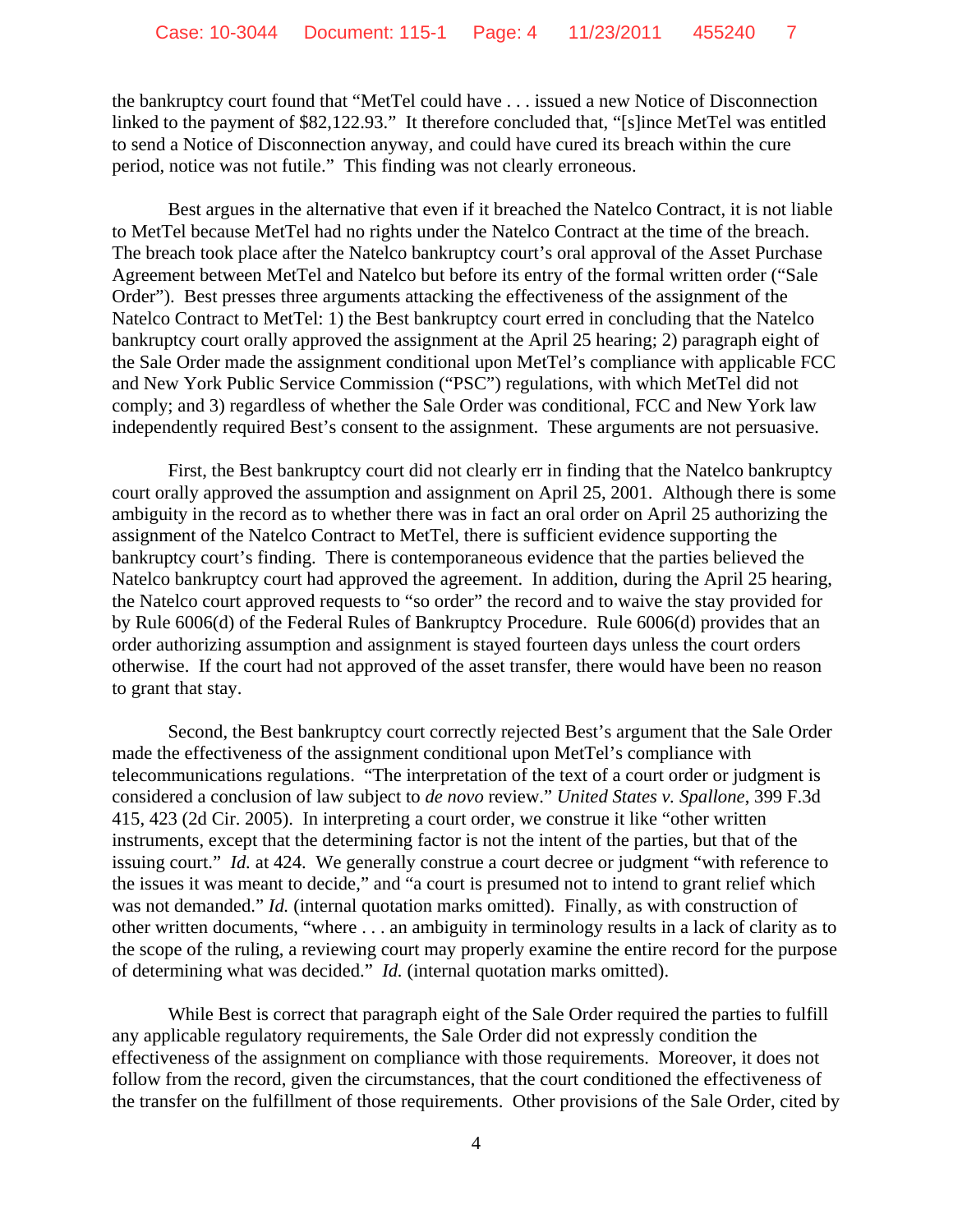the bankruptcy court found that "MetTel could have . . . issued a new Notice of Disconnection linked to the payment of $82,122.93." It therefore concluded that, "[s]ince MetTel was entitled to send a Notice of Disconnection anyway, and could have cured its breach within the cure period, notice was not futile." This finding was not clearly erroneous.

Best argues in the alternative that even if it breached the Natelco Contract, it is not liable to MetTel because MetTel had no rights under the Natelco Contract at the time of the breach. The breach took place after the Natelco bankruptcy court's oral approval of the Asset Purchase Agreement between MetTel and Natelco but before its entry of the formal written order ("Sale Order"). Best presses three arguments attacking the effectiveness of the assignment of the Natelco Contract to MetTel: 1) the Best bankruptcy court erred in concluding that the Natelco bankruptcy court orally approved the assignment at the April 25 hearing; 2) paragraph eight of the Sale Order made the assignment conditional upon MetTel's compliance with applicable FCC and New York Public Service Commission ("PSC") regulations, with which MetTel did not comply; and 3) regardless of whether the Sale Order was conditional, FCC and New York law independently required Best's consent to the assignment. These arguments are not persuasive.

First, the Best bankruptcy court did not clearly err in finding that the Natelco bankruptcy court orally approved the assumption and assignment on April 25, 2001. Although there is some ambiguity in the record as to whether there was in fact an oral order on April 25 authorizing the assignment of the Natelco Contract to MetTel, there is sufficient evidence supporting the bankruptcy court's finding. There is contemporaneous evidence that the parties believed the Natelco bankruptcy court had approved the agreement. In addition, during the April 25 hearing, the Natelco court approved requests to "so order" the record and to waive the stay provided for by Rule 6006(d) of the Federal Rules of Bankruptcy Procedure. Rule 6006(d) provides that an order authorizing assumption and assignment is stayed fourteen days unless the court orders otherwise. If the court had not approved of the asset transfer, there would have been no reason to grant that stay.

Second, the Best bankruptcy court correctly rejected Best's argument that the Sale Order made the effectiveness of the assignment conditional upon MetTel's compliance with telecommunications regulations. "The interpretation of the text of a court order or judgment is considered a conclusion of law subject to *de novo* review." *United States v. Spallone*, 399 F.3d 415, 423 (2d Cir. 2005). In interpreting a court order, we construe it like "other written instruments, except that the determining factor is not the intent of the parties, but that of the issuing court." *Id.* at 424. We generally construe a court decree or judgment "with reference to the issues it was meant to decide," and "a court is presumed not to intend to grant relief which was not demanded." *Id.* (internal quotation marks omitted). Finally, as with construction of other written documents, "where . . . an ambiguity in terminology results in a lack of clarity as to the scope of the ruling, a reviewing court may properly examine the entire record for the purpose of determining what was decided." *Id.* (internal quotation marks omitted).

While Best is correct that paragraph eight of the Sale Order required the parties to fulfill any applicable regulatory requirements, the Sale Order did not expressly condition the effectiveness of the assignment on compliance with those requirements. Moreover, it does not follow from the record, given the circumstances, that the court conditioned the effectiveness of the transfer on the fulfillment of those requirements. Other provisions of the Sale Order, cited by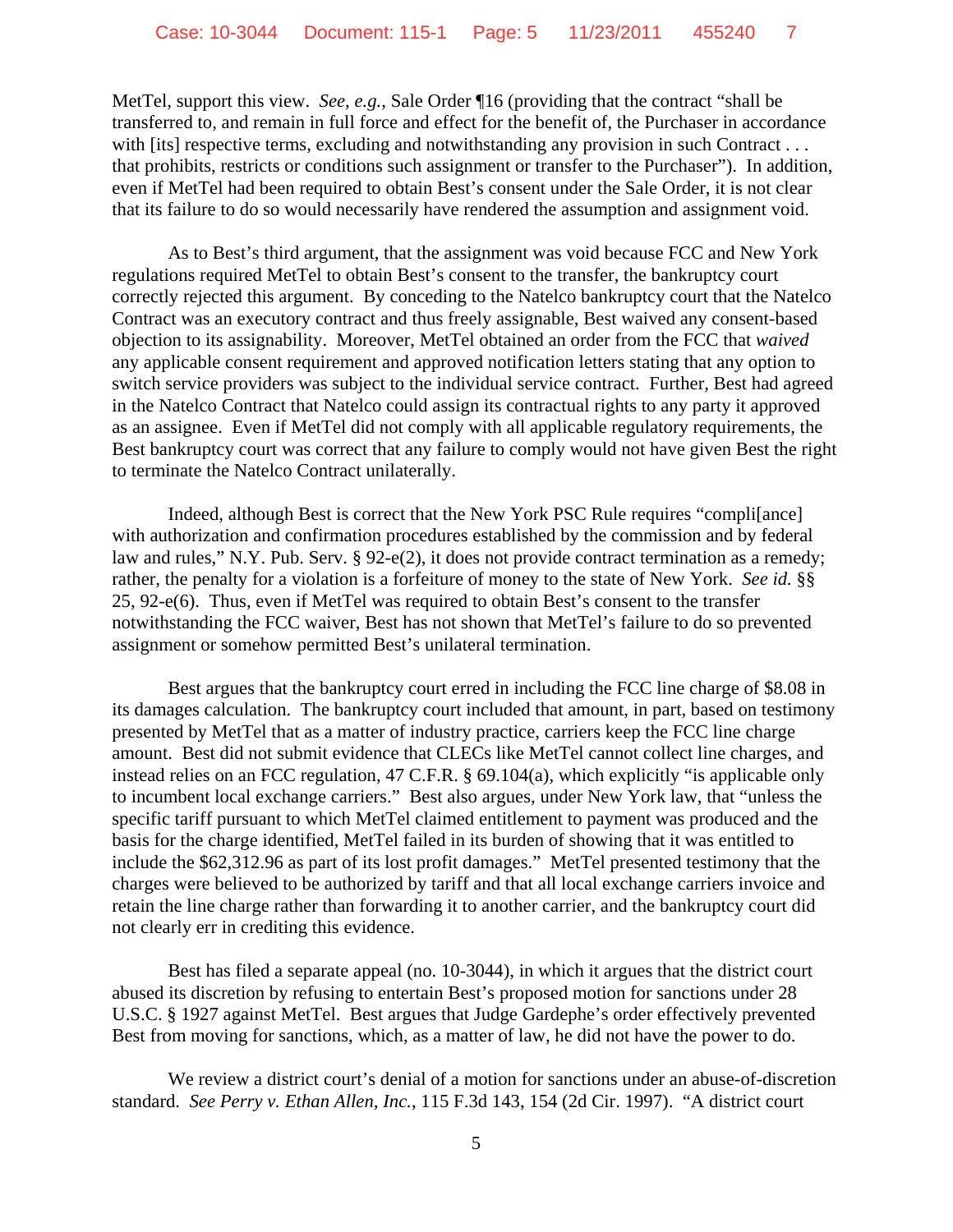MetTel, support this view. *See, e.g.*, Sale Order ¶16 (providing that the contract "shall be transferred to, and remain in full force and effect for the benefit of, the Purchaser in accordance with [its] respective terms, excluding and notwithstanding any provision in such Contract . . . that prohibits, restricts or conditions such assignment or transfer to the Purchaser"). In addition, even if MetTel had been required to obtain Best's consent under the Sale Order, it is not clear that its failure to do so would necessarily have rendered the assumption and assignment void.

As to Best's third argument, that the assignment was void because FCC and New York regulations required MetTel to obtain Best's consent to the transfer, the bankruptcy court correctly rejected this argument. By conceding to the Natelco bankruptcy court that the Natelco Contract was an executory contract and thus freely assignable, Best waived any consent-based objection to its assignability. Moreover, MetTel obtained an order from the FCC that *waived* any applicable consent requirement and approved notification letters stating that any option to switch service providers was subject to the individual service contract. Further, Best had agreed in the Natelco Contract that Natelco could assign its contractual rights to any party it approved as an assignee. Even if MetTel did not comply with all applicable regulatory requirements, the Best bankruptcy court was correct that any failure to comply would not have given Best the right to terminate the Natelco Contract unilaterally.

Indeed, although Best is correct that the New York PSC Rule requires "compli[ance] with authorization and confirmation procedures established by the commission and by federal law and rules," N.Y. Pub. Serv. § 92-e(2), it does not provide contract termination as a remedy; rather, the penalty for a violation is a forfeiture of money to the state of New York. *See id.* §§ 25, 92-e(6). Thus, even if MetTel was required to obtain Best's consent to the transfer notwithstanding the FCC waiver, Best has not shown that MetTel's failure to do so prevented assignment or somehow permitted Best's unilateral termination.

Best argues that the bankruptcy court erred in including the FCC line charge of $8.08 in its damages calculation. The bankruptcy court included that amount, in part, based on testimony presented by MetTel that as a matter of industry practice, carriers keep the FCC line charge amount. Best did not submit evidence that CLECs like MetTel cannot collect line charges, and instead relies on an FCC regulation, 47 C.F.R. § 69.104(a), which explicitly "is applicable only to incumbent local exchange carriers." Best also argues, under New York law, that "unless the specific tariff pursuant to which MetTel claimed entitlement to payment was produced and the basis for the charge identified, MetTel failed in its burden of showing that it was entitled to include the $62,312.96 as part of its lost profit damages." MetTel presented testimony that the charges were believed to be authorized by tariff and that all local exchange carriers invoice and retain the line charge rather than forwarding it to another carrier, and the bankruptcy court did not clearly err in crediting this evidence.

Best has filed a separate appeal (no. 10-3044), in which it argues that the district court abused its discretion by refusing to entertain Best's proposed motion for sanctions under 28 U.S.C. § 1927 against MetTel. Best argues that Judge Gardephe's order effectively prevented Best from moving for sanctions, which, as a matter of law, he did not have the power to do.

We review a district court's denial of a motion for sanctions under an abuse-of-discretion standard. *See Perry v. Ethan Allen, Inc.*, 115 F.3d 143, 154 (2d Cir. 1997). "A district court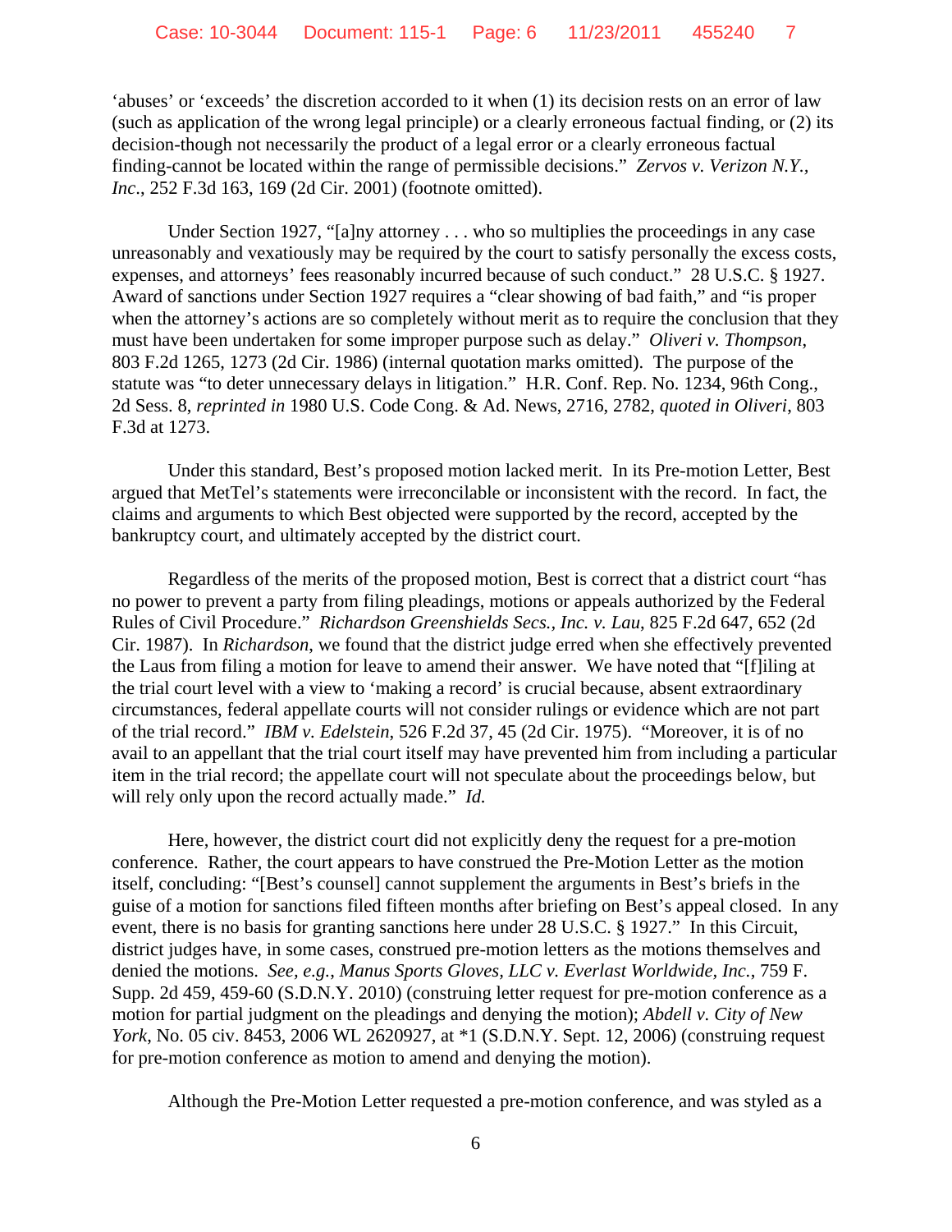'abuses' or 'exceeds' the discretion accorded to it when (1) its decision rests on an error of law (such as application of the wrong legal principle) or a clearly erroneous factual finding, or (2) its decision-though not necessarily the product of a legal error or a clearly erroneous factual finding-cannot be located within the range of permissible decisions." *Zervos v. Verizon N.Y., Inc*., 252 F.3d 163, 169 (2d Cir. 2001) (footnote omitted).

Under Section 1927, "[a]ny attorney . . . who so multiplies the proceedings in any case unreasonably and vexatiously may be required by the court to satisfy personally the excess costs, expenses, and attorneys' fees reasonably incurred because of such conduct." 28 U.S.C. § 1927. Award of sanctions under Section 1927 requires a "clear showing of bad faith," and "is proper when the attorney's actions are so completely without merit as to require the conclusion that they must have been undertaken for some improper purpose such as delay." *Oliveri v. Thompson*, 803 F.2d 1265, 1273 (2d Cir. 1986) (internal quotation marks omitted). The purpose of the statute was "to deter unnecessary delays in litigation." H.R. Conf. Rep. No. 1234, 96th Cong., 2d Sess. 8, *reprinted in* 1980 U.S. Code Cong. & Ad. News, 2716, 2782, *quoted in Oliveri*, 803 F.3d at 1273.

Under this standard, Best's proposed motion lacked merit. In its Pre-motion Letter, Best argued that MetTel's statements were irreconcilable or inconsistent with the record. In fact, the claims and arguments to which Best objected were supported by the record, accepted by the bankruptcy court, and ultimately accepted by the district court.

Regardless of the merits of the proposed motion, Best is correct that a district court "has no power to prevent a party from filing pleadings, motions or appeals authorized by the Federal Rules of Civil Procedure." *Richardson Greenshields Secs., Inc. v. Lau*, 825 F.2d 647, 652 (2d Cir. 1987). In *Richardson*, we found that the district judge erred when she effectively prevented the Laus from filing a motion for leave to amend their answer. We have noted that "[f]iling at the trial court level with a view to 'making a record' is crucial because, absent extraordinary circumstances, federal appellate courts will not consider rulings or evidence which are not part of the trial record." *IBM v. Edelstein*, 526 F.2d 37, 45 (2d Cir. 1975). "Moreover, it is of no avail to an appellant that the trial court itself may have prevented him from including a particular item in the trial record; the appellate court will not speculate about the proceedings below, but will rely only upon the record actually made." *Id.*

Here, however, the district court did not explicitly deny the request for a pre-motion conference. Rather, the court appears to have construed the Pre-Motion Letter as the motion itself, concluding: "[Best's counsel] cannot supplement the arguments in Best's briefs in the guise of a motion for sanctions filed fifteen months after briefing on Best's appeal closed. In any event, there is no basis for granting sanctions here under 28 U.S.C. § 1927." In this Circuit, district judges have, in some cases, construed pre-motion letters as the motions themselves and denied the motions. *See, e.g.*, *Manus Sports Gloves, LLC v. Everlast Worldwide, Inc.*, 759 F. Supp. 2d 459, 459-60 (S.D.N.Y. 2010) (construing letter request for pre-motion conference as a motion for partial judgment on the pleadings and denying the motion); *Abdell v. City of New York*, No. 05 civ. 8453, 2006 WL 2620927, at *1 (S.D.N.Y. Sept. 12, 2006) (construing request for pre-motion conference as motion to amend and denying the motion).

Although the Pre-Motion Letter requested a pre-motion conference, and was styled as a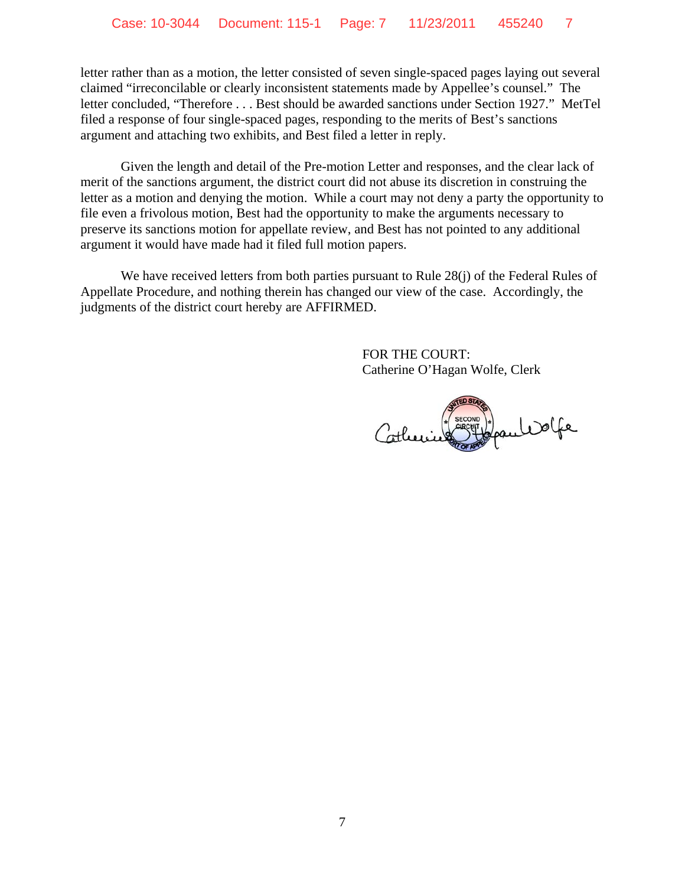letter rather than as a motion, the letter consisted of seven single-spaced pages laying out several claimed "irreconcilable or clearly inconsistent statements made by Appellee's counsel." The letter concluded, "Therefore . . . Best should be awarded sanctions under Section 1927." MetTel filed a response of four single-spaced pages, responding to the merits of Best's sanctions argument and attaching two exhibits, and Best filed a letter in reply.

Given the length and detail of the Pre-motion Letter and responses, and the clear lack of merit of the sanctions argument, the district court did not abuse its discretion in construing the letter as a motion and denying the motion. While a court may not deny a party the opportunity to file even a frivolous motion, Best had the opportunity to make the arguments necessary to preserve its sanctions motion for appellate review, and Best has not pointed to any additional argument it would have made had it filed full motion papers.

We have received letters from both parties pursuant to Rule 28(j) of the Federal Rules of Appellate Procedure, and nothing therein has changed our view of the case. Accordingly, the judgments of the district court hereby are AFFIRMED.

FOR THE COURT:
Catherine O'Hagan Wolfe, Clerk